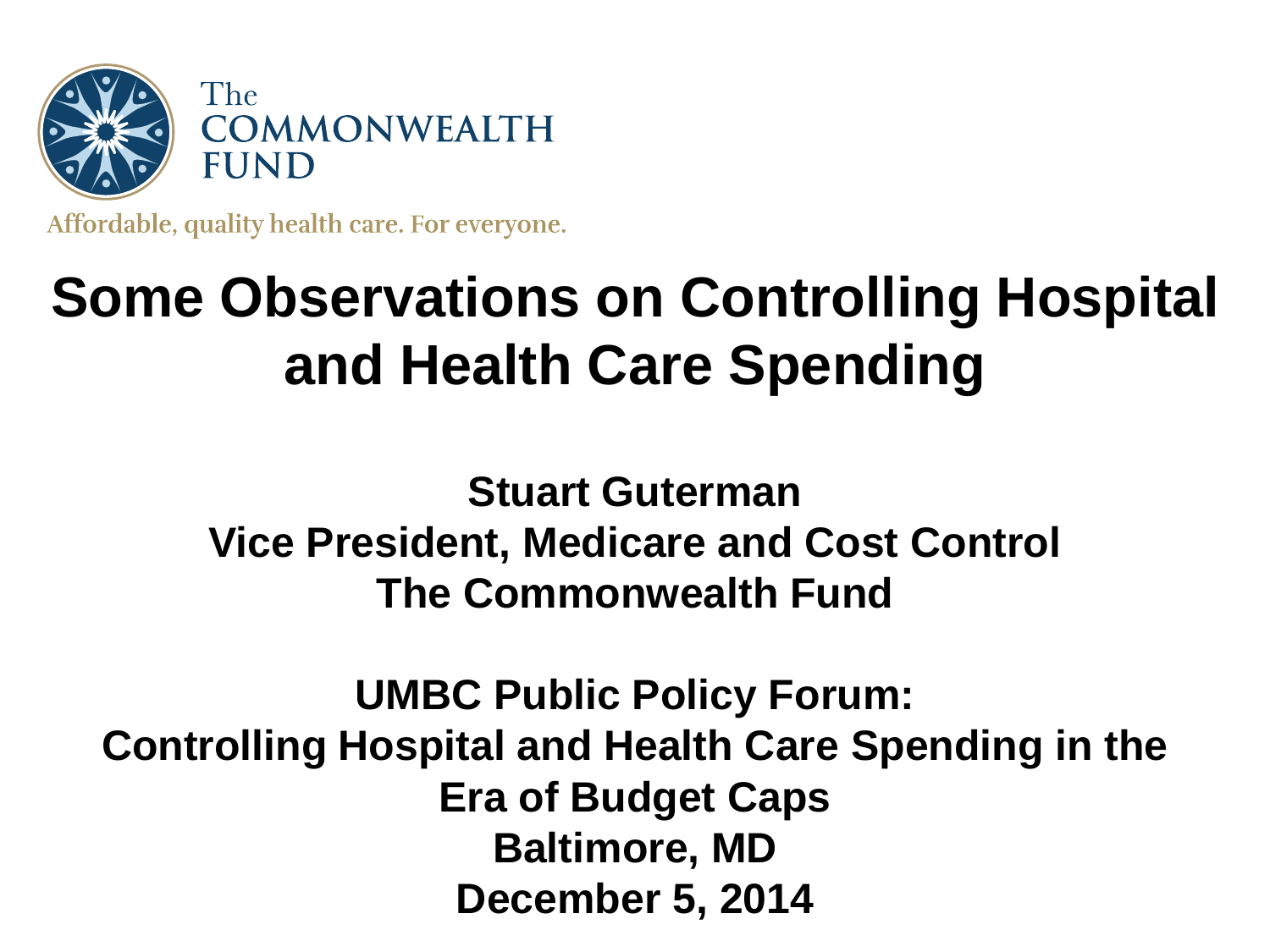The COMMONWEALTH FUND

Affordable, quality health care. For everyone.

# Some Observations on Controlling Hospital and Health Care Spending

**Stuart Guterman**
**Vice President, Medicare and Cost Control**
**The Commonwealth Fund**

**UMBC Public Policy Forum:**
**Controlling Hospital and Health Care Spending in the Era of Budget Caps**
**Baltimore, MD**
**December 5, 2014**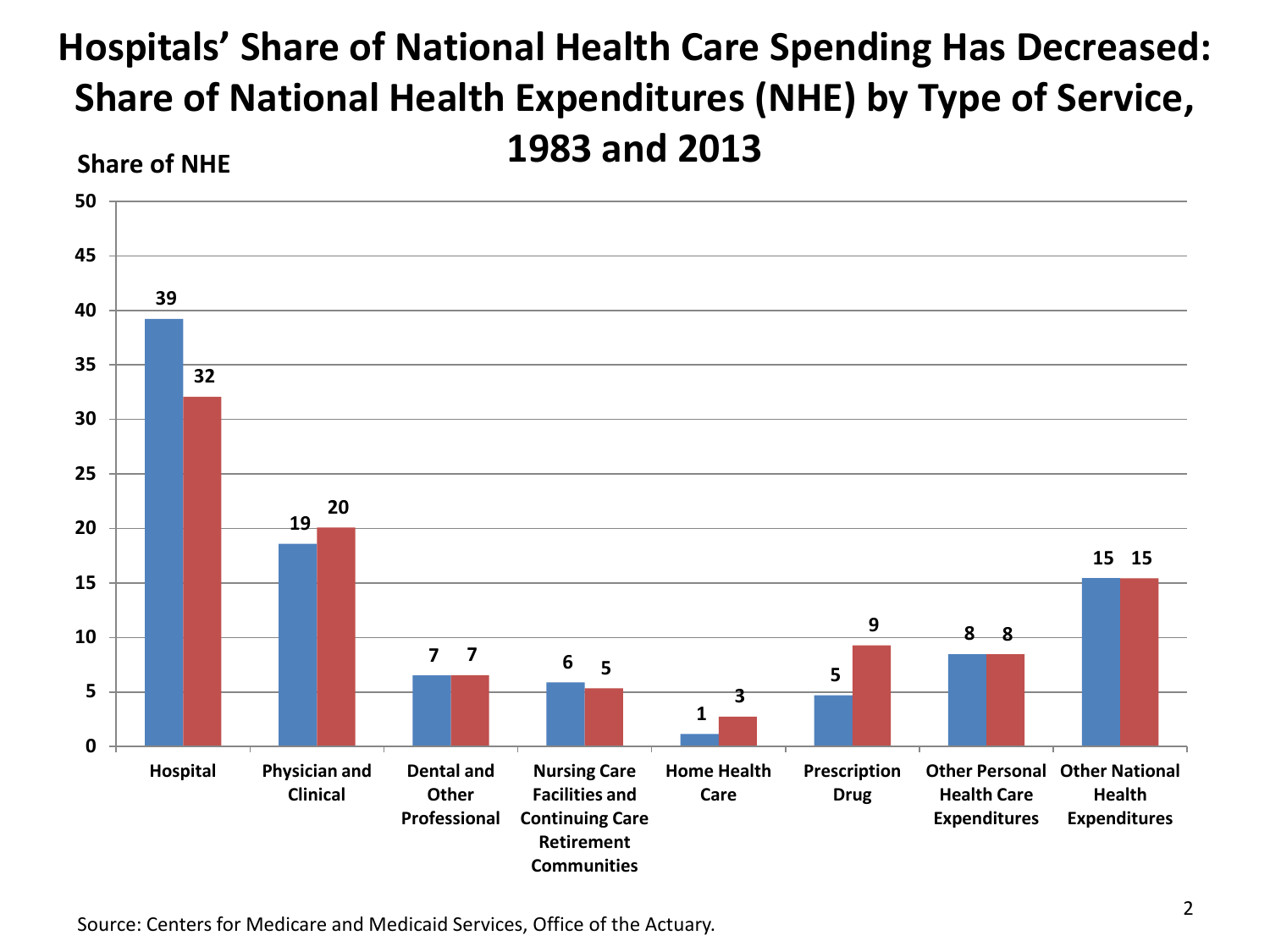# Hospitals' Share of National Health Care Spending Has Decreased: Share of National Health Expenditures (NHE) by Type of Service, 1983 and 2013

Share of NHE

| Type of Service | 1983 | 2013 |
|---|---|---|
| Hospital | 39 | 32 |
| Physician and Clinical | 19 | 20 |
| Dental and Other Professional | 7 | 7 |
| Nursing Care Facilities and Continuing Care Retirement Communities | 6 | 5 |
| Home Health Care | 1 | 3 |
| Prescription Drug | 5 | 9 |
| Other Personal Health Care Expenditures | 8 | 8 |
| Other National Health Expenditures | 15 | 15 |

Source: Centers for Medicare and Medicaid Services, Office of the Actuary.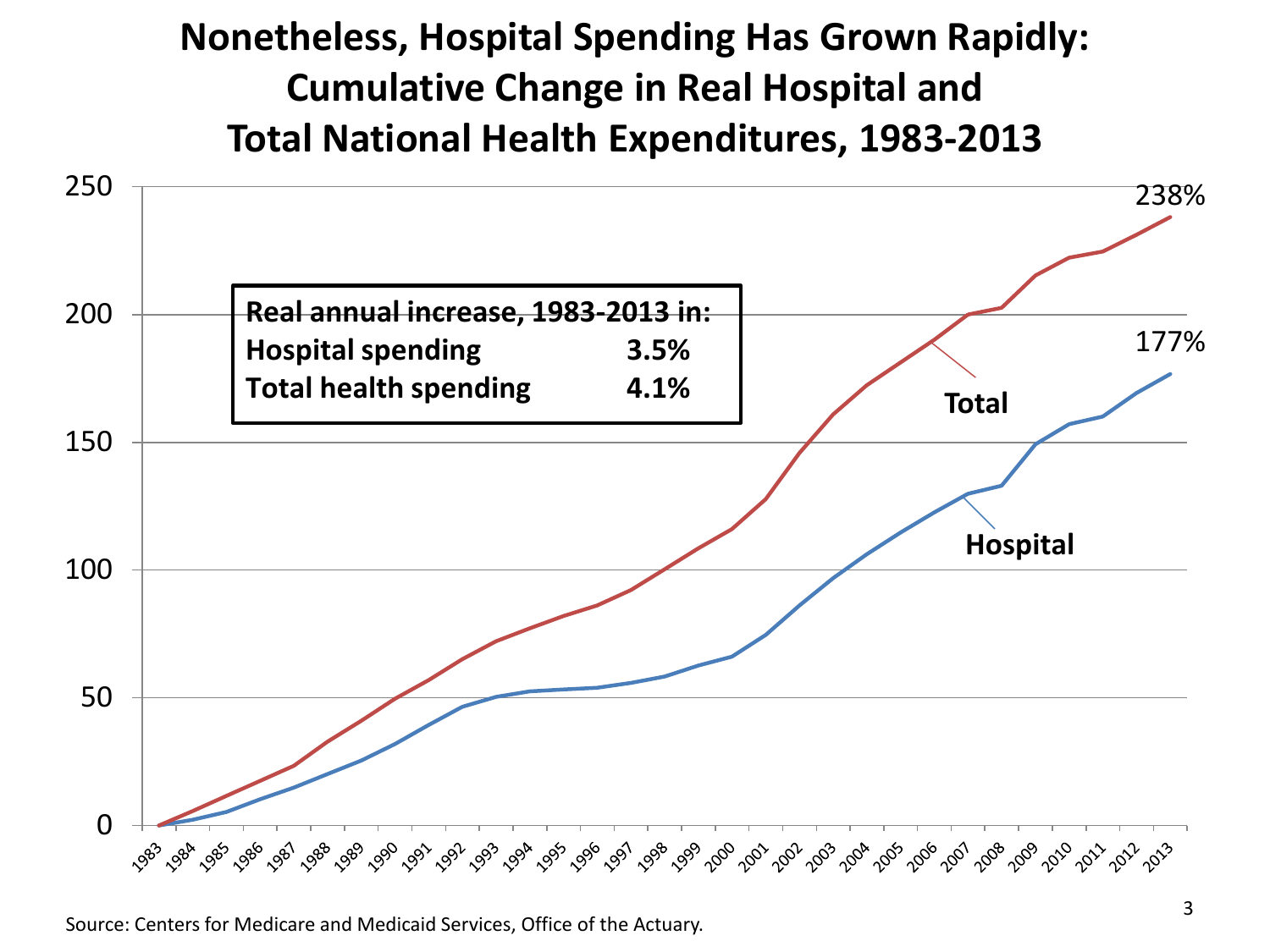# Nonetheless, Hospital Spending Has Grown Rapidly: Cumulative Change in Real Hospital and Total National Health Expenditures, 1983-2013

| Real annual increase, 1983-2013 in: | |
|---|---|
| Hospital spending | 3.5% |
| Total health spending | 4.1% |

Total: 238%

Hospital: 177%

Source: Centers for Medicare and Medicaid Services, Office of the Actuary.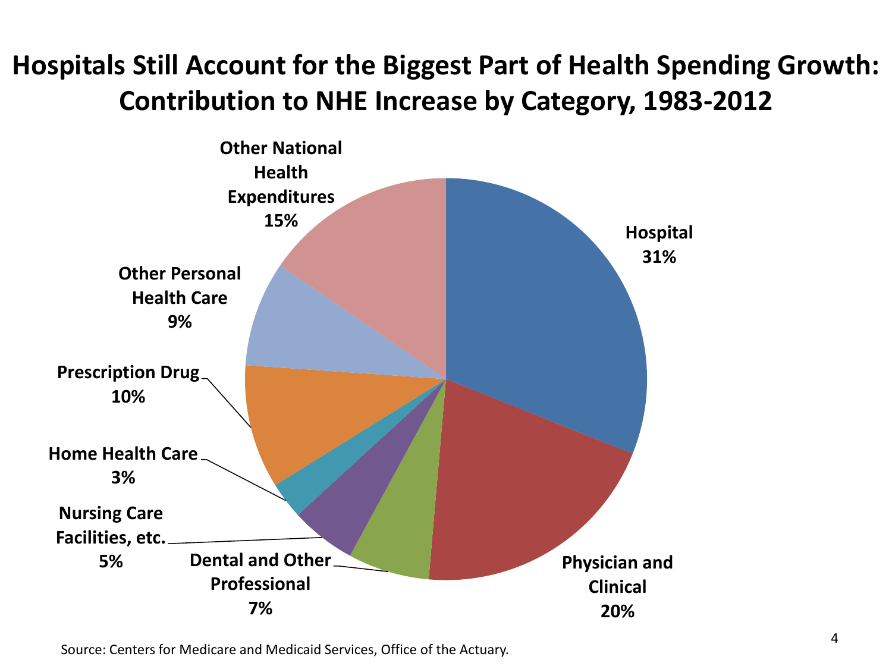# Hospitals Still Account for the Biggest Part of Health Spending Growth: Contribution to NHE Increase by Category, 1983-2012

| Category | Share |
|---|---|
| Hospital | 31% |
| Physician and Clinical | 20% |
| Dental and Other Professional | 7% |
| Nursing Care Facilities, etc. | 5% |
| Home Health Care | 3% |
| Prescription Drug | 10% |
| Other Personal Health Care | 9% |
| Other National Health Expenditures | 15% |

Source: Centers for Medicare and Medicaid Services, Office of the Actuary.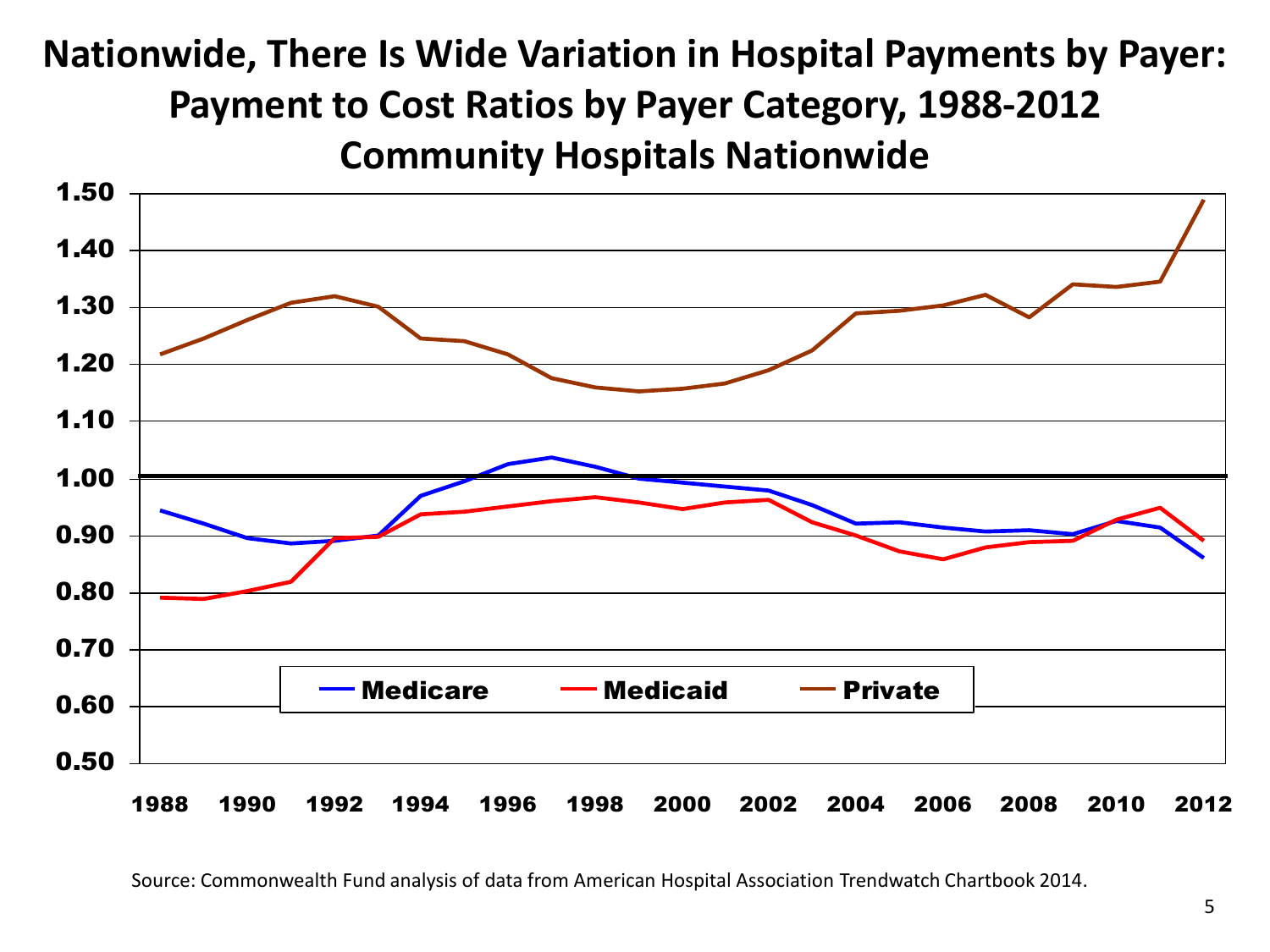# Nationwide, There Is Wide Variation in Hospital Payments by Payer: Payment to Cost Ratios by Payer Category, 1988-2012 Community Hospitals Nationwide

Source: Commonwealth Fund analysis of data from American Hospital Association Trendwatch Chartbook 2014.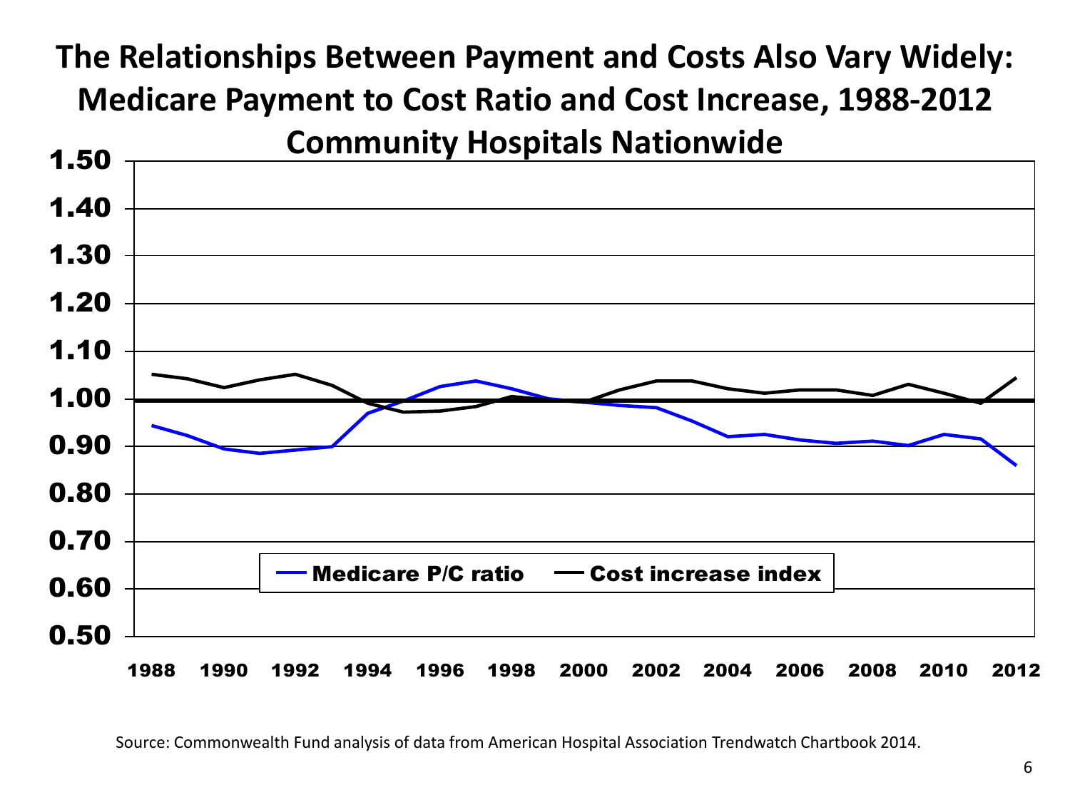# The Relationships Between Payment and Costs Also Vary Widely: Medicare Payment to Cost Ratio and Cost Increase, 1988-2012 Community Hospitals Nationwide

Source: Commonwealth Fund analysis of data from American Hospital Association Trendwatch Chartbook 2014.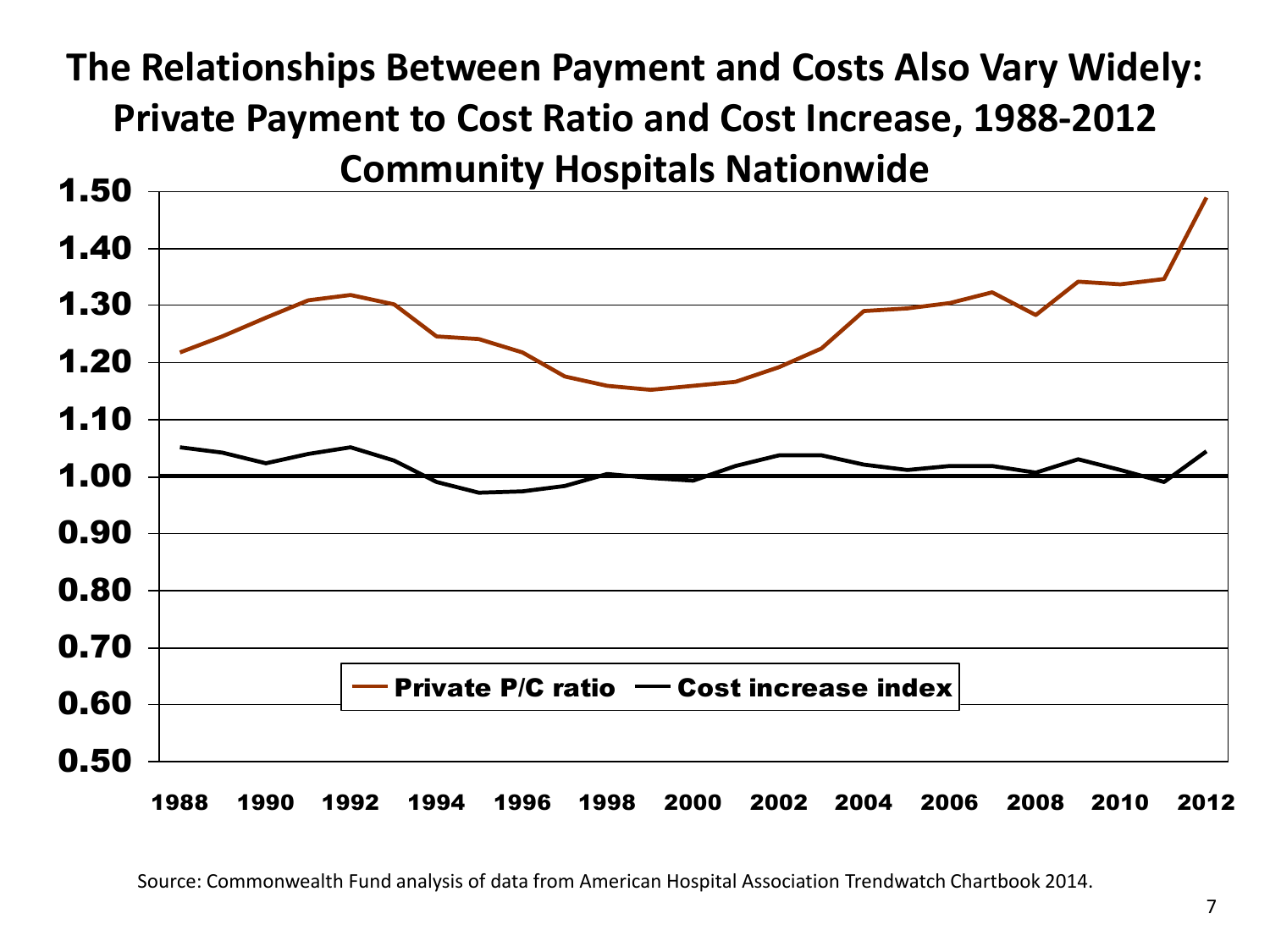# The Relationships Between Payment and Costs Also Vary Widely: Private Payment to Cost Ratio and Cost Increase, 1988-2012

## Community Hospitals Nationwide

Private P/C ratio — Cost increase index

1.50
1.40
1.30
1.20
1.10
1.00
0.90
0.80
0.70
0.60
0.50

1988 1990 1992 1994 1996 1998 2000 2002 2004 2006 2008 2010 2012

Source: Commonwealth Fund analysis of data from American Hospital Association Trendwatch Chartbook 2014.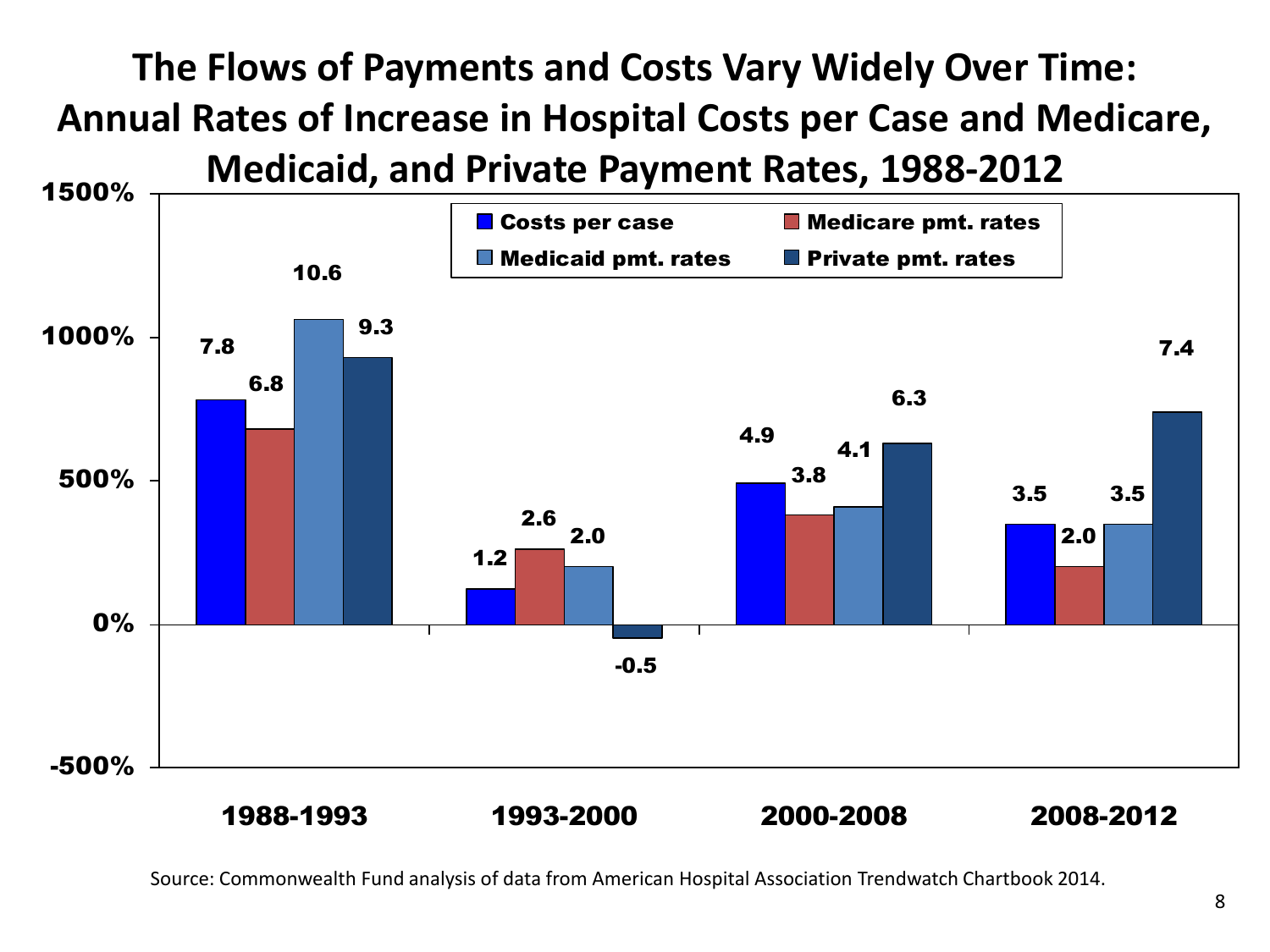# The Flows of Payments and Costs Vary Widely Over Time: Annual Rates of Increase in Hospital Costs per Case and Medicare, Medicaid, and Private Payment Rates, 1988-2012

1500%

1000%

500%

0%

-500%

Costs per case

Medicare pmt. rates

Medicaid pmt. rates

Private pmt. rates

1988-1993: 7.8, 6.8, 10.6, 9.3

1993-2000: 1.2, 2.6, 2.0, -0.5

2000-2008: 4.9, 3.8, 4.1, 6.3

2008-2012: 3.5, 2.0, 3.5, 7.4

Source: Commonwealth Fund analysis of data from American Hospital Association Trendwatch Chartbook 2014.